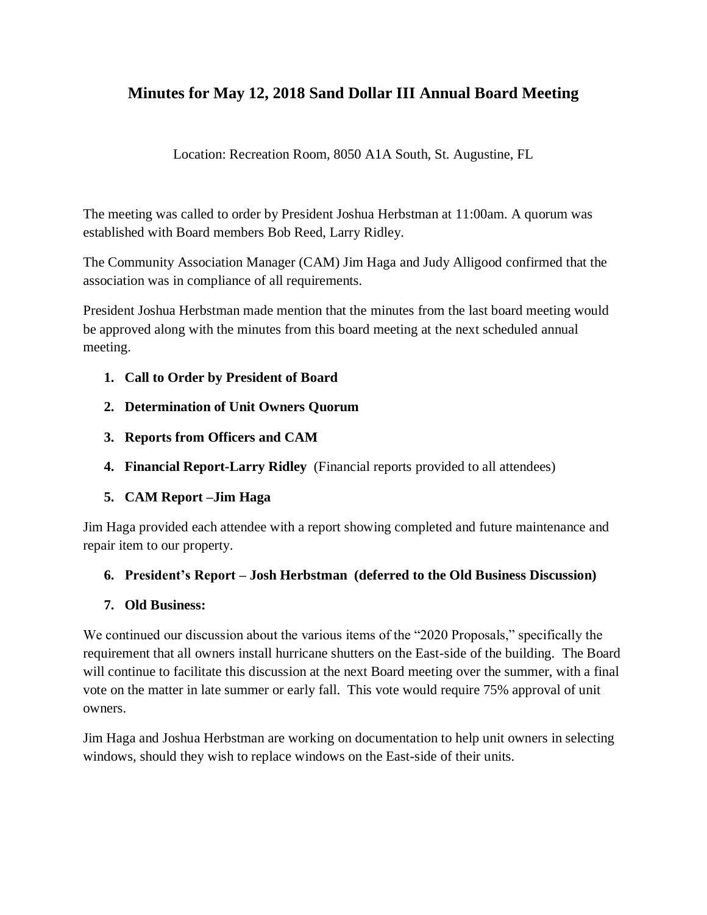# Minutes for May 12, 2018 Sand Dollar III Annual Board Meeting

Location: Recreation Room, 8050 A1A South, St. Augustine, FL

The meeting was called to order by President Joshua Herbstman at 11:00am. A quorum was established with Board members Bob Reed, Larry Ridley.

The Community Association Manager (CAM) Jim Haga and Judy Alligood confirmed that the association was in compliance of all requirements.

President Joshua Herbstman made mention that the minutes from the last board meeting would be approved along with the minutes from this board meeting at the next scheduled annual meeting.

1. **Call to Order by President of Board**
2. **Determination of Unit Owners Quorum**
3. **Reports from Officers and CAM**
4. **Financial Report-Larry Ridley** (Financial reports provided to all attendees)
5. **CAM Report –Jim Haga**

Jim Haga provided each attendee with a report showing completed and future maintenance and repair item to our property.

6. **President's Report – Josh Herbstman (deferred to the Old Business Discussion)**
7. **Old Business:**

We continued our discussion about the various items of the "2020 Proposals," specifically the requirement that all owners install hurricane shutters on the East-side of the building. The Board will continue to facilitate this discussion at the next Board meeting over the summer, with a final vote on the matter in late summer or early fall. This vote would require 75% approval of unit owners.

Jim Haga and Joshua Herbstman are working on documentation to help unit owners in selecting windows, should they wish to replace windows on the East-side of their units.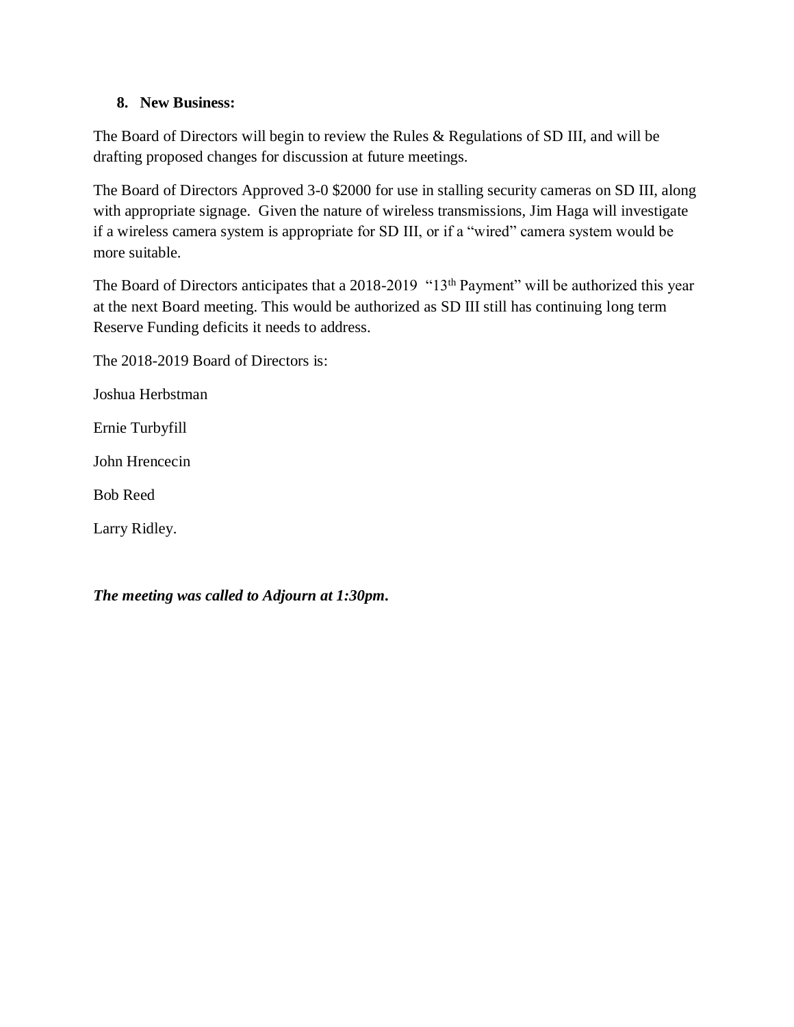**8. New Business:**

The Board of Directors will begin to review the Rules & Regulations of SD III, and will be drafting proposed changes for discussion at future meetings.

The Board of Directors Approved 3-0 $2000 for use in stalling security cameras on SD III, along with appropriate signage. Given the nature of wireless transmissions, Jim Haga will investigate if a wireless camera system is appropriate for SD III, or if a "wired" camera system would be more suitable.

The Board of Directors anticipates that a 2018-2019 "13th Payment" will be authorized this year at the next Board meeting. This would be authorized as SD III still has continuing long term Reserve Funding deficits it needs to address.

The 2018-2019 Board of Directors is:

Joshua Herbstman

Ernie Turbyfill

John Hrencecin

Bob Reed

Larry Ridley.

***The meeting was called to Adjourn at 1:30pm.***